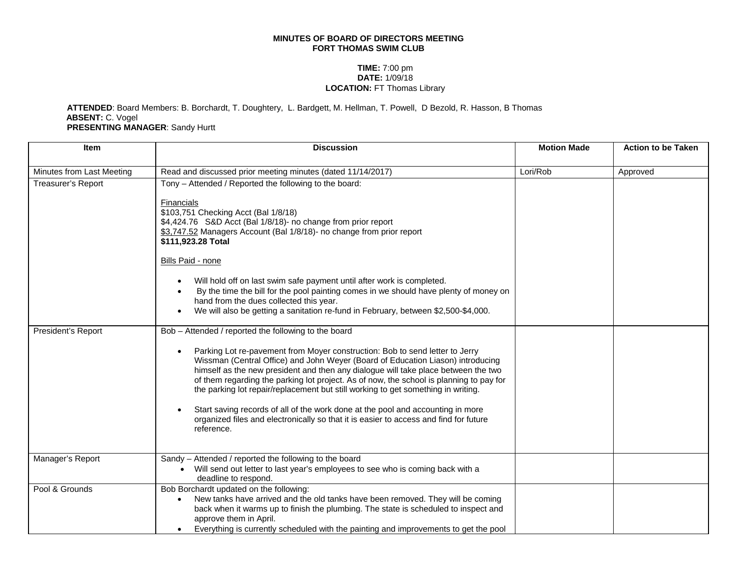**MINUTES OF BOARD OF DIRECTORS MEETING**
**FORT THOMAS SWIM CLUB**

**TIME:** 7:00 pm
**DATE:** 1/09/18
**LOCATION:** FT Thomas Library

**ATTENDED**: Board Members: B. Borchardt, T. Doughtery, L. Bardgett, M. Hellman, T. Powell, D Bezold, R. Hasson, B Thomas
**ABSENT:** C. Vogel
**PRESENTING MANAGER**: Sandy Hurtt

| Item | Discussion | Motion Made | Action to be Taken |
|---|---|---|---|
| Minutes from Last Meeting | Read and discussed prior meeting minutes (dated 11/14/2017) | Lori/Rob | Approved |
| Treasurer's Report | Tony – Attended / Reported the following to the board:<br><br>Financials<br>$103,751 Checking Acct (Bal 1/8/18)<br>$4,424.76 S&D Acct (Bal 1/8/18)- no change from prior report<br>$3,747.52 Managers Account (Bal 1/8/18)- no change from prior report<br>**$111,923.28 Total**<br><br>Bills Paid - none<br><br>• Will hold off on last swim safe payment until after work is completed.<br>• By the time the bill for the pool painting comes in we should have plenty of money on hand from the dues collected this year.<br>• We will also be getting a sanitation re-fund in February, between $2,500-$4,000. | | |
| President's Report | Bob – Attended / reported the following to the board<br><br>• Parking Lot re-pavement from Moyer construction: Bob to send letter to Jerry Wissman (Central Office) and John Weyer (Board of Education Liason) introducing himself as the new president and then any dialogue will take place between the two of them regarding the parking lot project. As of now, the school is planning to pay for the parking lot repair/replacement but still working to get something in writing.<br><br>• Start saving records of all of the work done at the pool and accounting in more organized files and electronically so that it is easier to access and find for future reference. | | |
| Manager's Report | Sandy – Attended / reported the following to the board<br>• Will send out letter to last year's employees to see who is coming back with a deadline to respond. | | |
| Pool & Grounds | Bob Borchardt updated on the following:<br>• New tanks have arrived and the old tanks have been removed. They will be coming back when it warms up to finish the plumbing. The state is scheduled to inspect and approve them in April.<br>• Everything is currently scheduled with the painting and improvements to get the pool | | |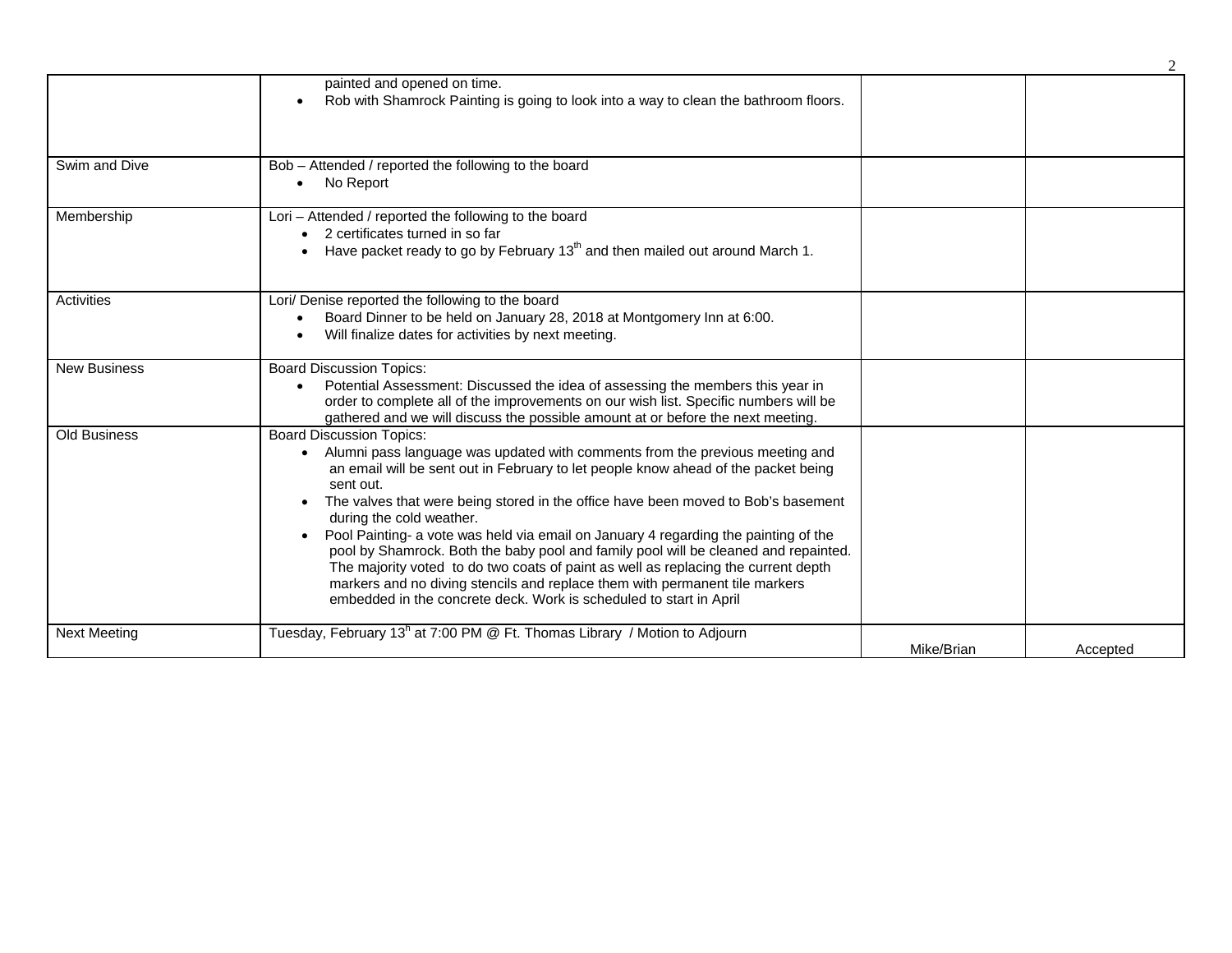| | | | |
|---|---|---|---|
| | painted and opened on time.<br>• Rob with Shamrock Painting is going to look into a way to clean the bathroom floors. | | |
| Swim and Dive | Bob – Attended / reported the following to the board<br>• No Report | | |
| Membership | Lori – Attended / reported the following to the board<br>• 2 certificates turned in so far<br>• Have packet ready to go by February 13th and then mailed out around March 1. | | |
| Activities | Lori/ Denise reported the following to the board<br>• Board Dinner to be held on January 28, 2018 at Montgomery Inn at 6:00.<br>• Will finalize dates for activities by next meeting. | | |
| New Business | Board Discussion Topics:<br>• Potential Assessment: Discussed the idea of assessing the members this year in order to complete all of the improvements on our wish list. Specific numbers will be gathered and we will discuss the possible amount at or before the next meeting. | | |
| Old Business | Board Discussion Topics:<br>• Alumni pass language was updated with comments from the previous meeting and an email will be sent out in February to let people know ahead of the packet being sent out.<br>• The valves that were being stored in the office have been moved to Bob's basement during the cold weather.<br>• Pool Painting- a vote was held via email on January 4 regarding the painting of the pool by Shamrock. Both the baby pool and family pool will be cleaned and repainted. The majority voted to do two coats of paint as well as replacing the current depth markers and no diving stencils and replace them with permanent tile markers embedded in the concrete deck. Work is scheduled to start in April | | |
| Next Meeting | Tuesday, February 13h at 7:00 PM @ Ft. Thomas Library / Motion to Adjourn | Mike/Brian | Accepted |